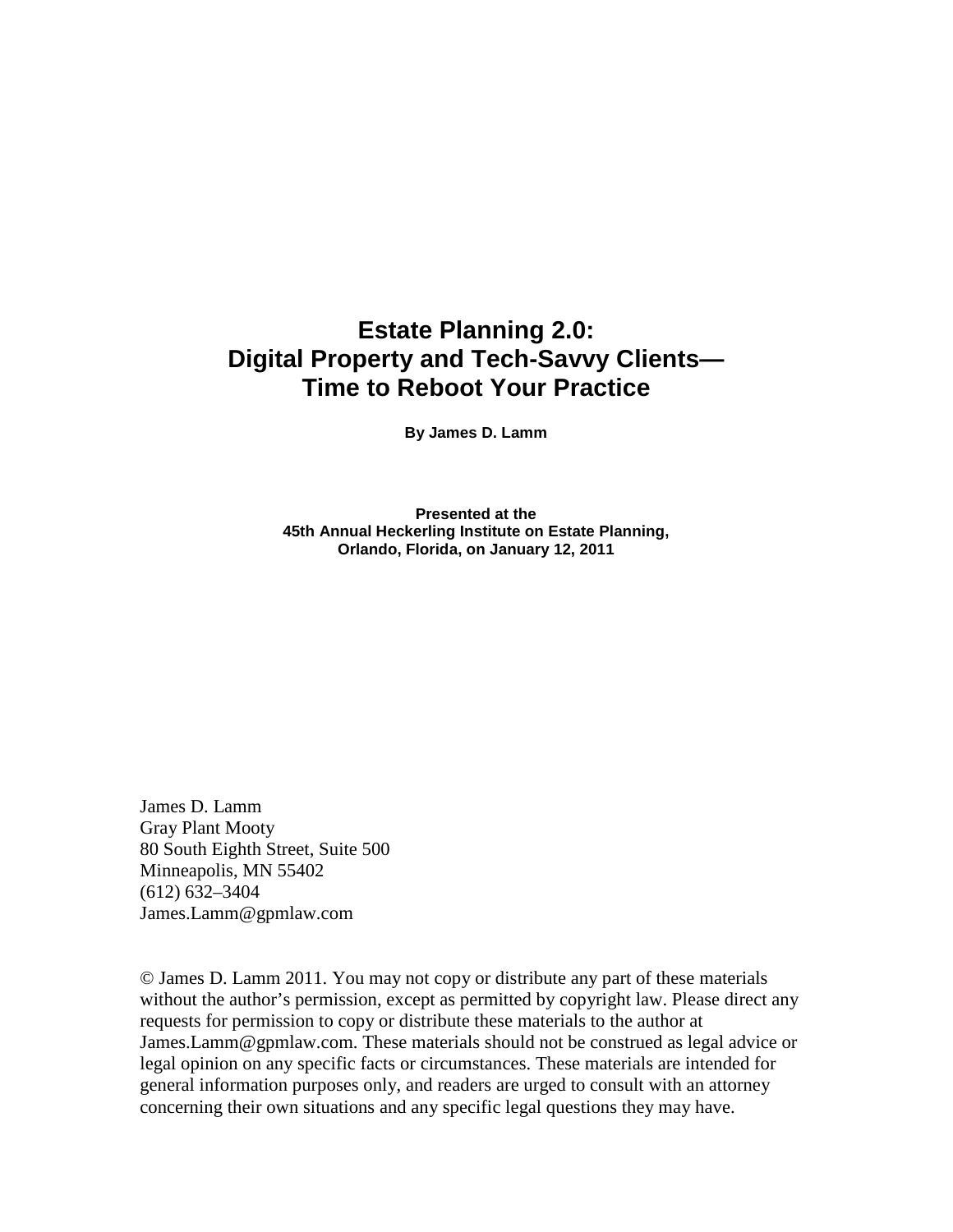# Estate Planning 2.0: Digital Property and Tech-Savvy Clients— Time to Reboot Your Practice

**By James D. Lamm**

**Presented at the**
**45th Annual Heckerling Institute on Estate Planning,**
**Orlando, Florida, on January 12, 2011**

James D. Lamm
Gray Plant Mooty
80 South Eighth Street, Suite 500
Minneapolis, MN 55402
(612) 632–3404
James.Lamm@gpmlaw.com

© James D. Lamm 2011. You may not copy or distribute any part of these materials without the author's permission, except as permitted by copyright law. Please direct any requests for permission to copy or distribute these materials to the author at James.Lamm@gpmlaw.com. These materials should not be construed as legal advice or legal opinion on any specific facts or circumstances. These materials are intended for general information purposes only, and readers are urged to consult with an attorney concerning their own situations and any specific legal questions they may have.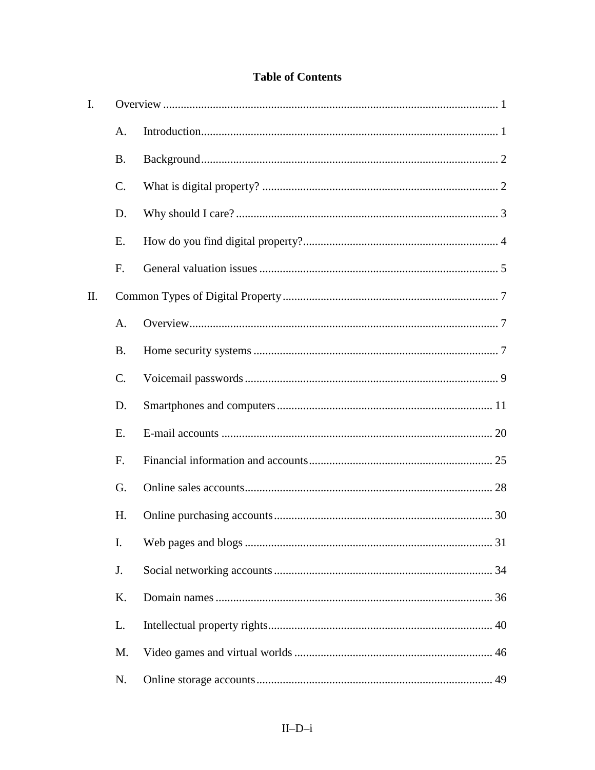## Table of Contents

- I. Overview ........ 1
  - A. Introduction ........ 1
  - B. Background ........ 2
  - C. What is digital property? ........ 2
  - D. Why should I care? ........ 3
  - E. How do you find digital property? ........ 4
  - F. General valuation issues ........ 5
- II. Common Types of Digital Property ........ 7
  - A. Overview ........ 7
  - B. Home security systems ........ 7
  - C. Voicemail passwords ........ 9
  - D. Smartphones and computers ........ 11
  - E. E-mail accounts ........ 20
  - F. Financial information and accounts ........ 25
  - G. Online sales accounts ........ 28
  - H. Online purchasing accounts ........ 30
  - I. Web pages and blogs ........ 31
  - J. Social networking accounts ........ 34
  - K. Domain names ........ 36
  - L. Intellectual property rights ........ 40
  - M. Video games and virtual worlds ........ 46
  - N. Online storage accounts ........ 49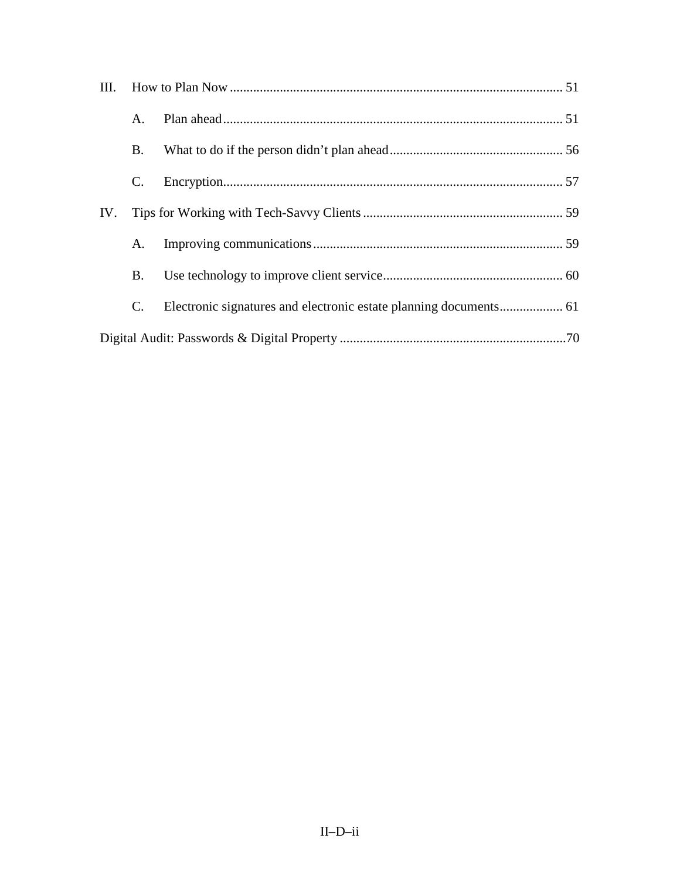III. How to Plan Now ..... 51

- A. Plan ahead ..... 51
- B. What to do if the person didn't plan ahead ..... 56
- C. Encryption ..... 57

IV. Tips for Working with Tech-Savvy Clients ..... 59

- A. Improving communications ..... 59
- B. Use technology to improve client service ..... 60
- C. Electronic signatures and electronic estate planning documents ..... 61

Digital Audit: Passwords & Digital Property ..... 70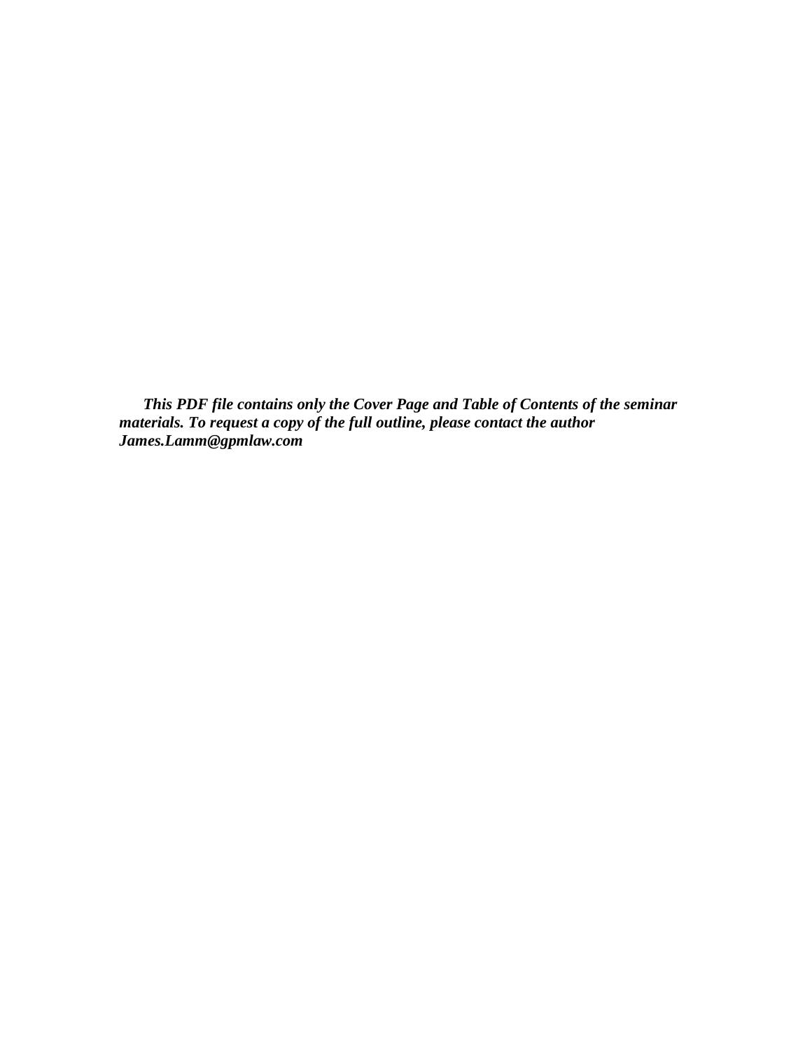***This PDF file contains only the Cover Page and Table of Contents of the seminar materials. To request a copy of the full outline, please contact the author James.Lamm@gpmlaw.com***